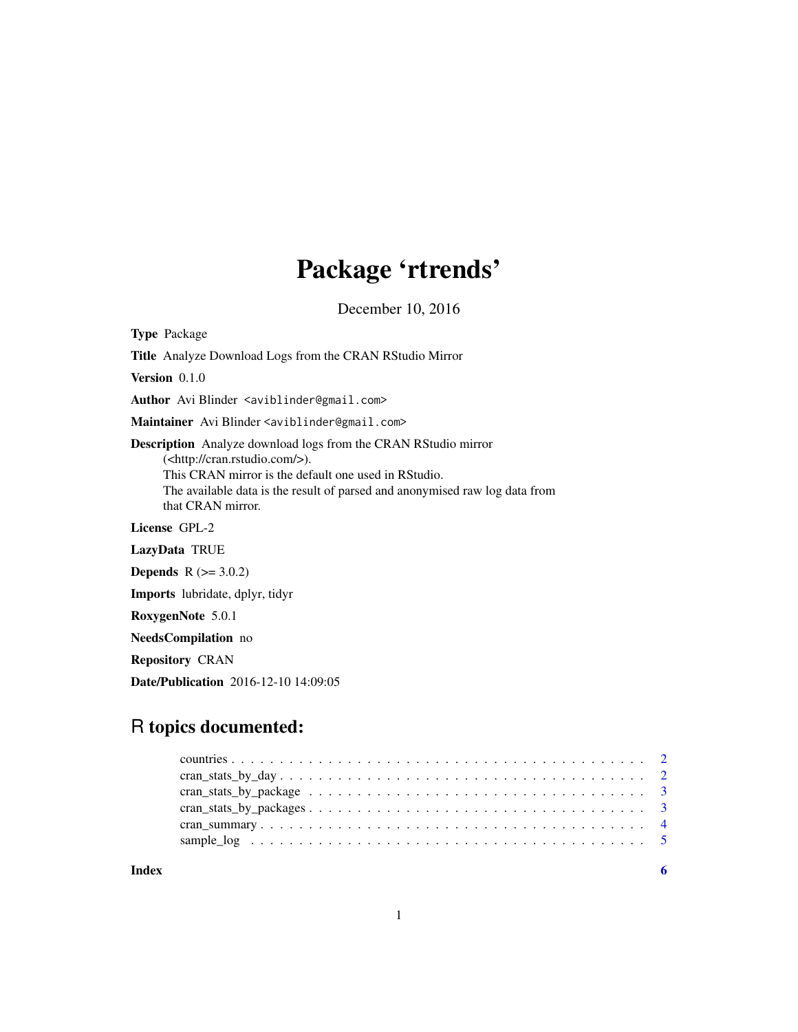# Package 'rtrends'

December 10, 2016

**Type** Package

**Title** Analyze Download Logs from the CRAN RStudio Mirror

**Version** 0.1.0

**Author** Avi Blinder <aviblinder@gmail.com>

**Maintainer** Avi Blinder <aviblinder@gmail.com>

**Description** Analyze download logs from the CRAN RStudio mirror (<http://cran.rstudio.com/>).
This CRAN mirror is the default one used in RStudio.
The available data is the result of parsed and anonymised raw log data from that CRAN mirror.

**License** GPL-2

**LazyData** TRUE

**Depends** R (>= 3.0.2)

**Imports** lubridate, dplyr, tidyr

**RoxygenNote** 5.0.1

**NeedsCompilation** no

**Repository** CRAN

**Date/Publication** 2016-12-10 14:09:05

## R topics documented:

- countries . . . . . . . . . . . . . . . . . . . . . . . . . . . . . . . . . . . . . . . . . . 2
- cran_stats_by_day . . . . . . . . . . . . . . . . . . . . . . . . . . . . . . . . . . . . . . 2
- cran_stats_by_package . . . . . . . . . . . . . . . . . . . . . . . . . . . . . . . . . . . . 3
- cran_stats_by_packages . . . . . . . . . . . . . . . . . . . . . . . . . . . . . . . . . . . 3
- cran_summary . . . . . . . . . . . . . . . . . . . . . . . . . . . . . . . . . . . . . . . . 4
- sample_log . . . . . . . . . . . . . . . . . . . . . . . . . . . . . . . . . . . . . . . . . 5

**Index** 6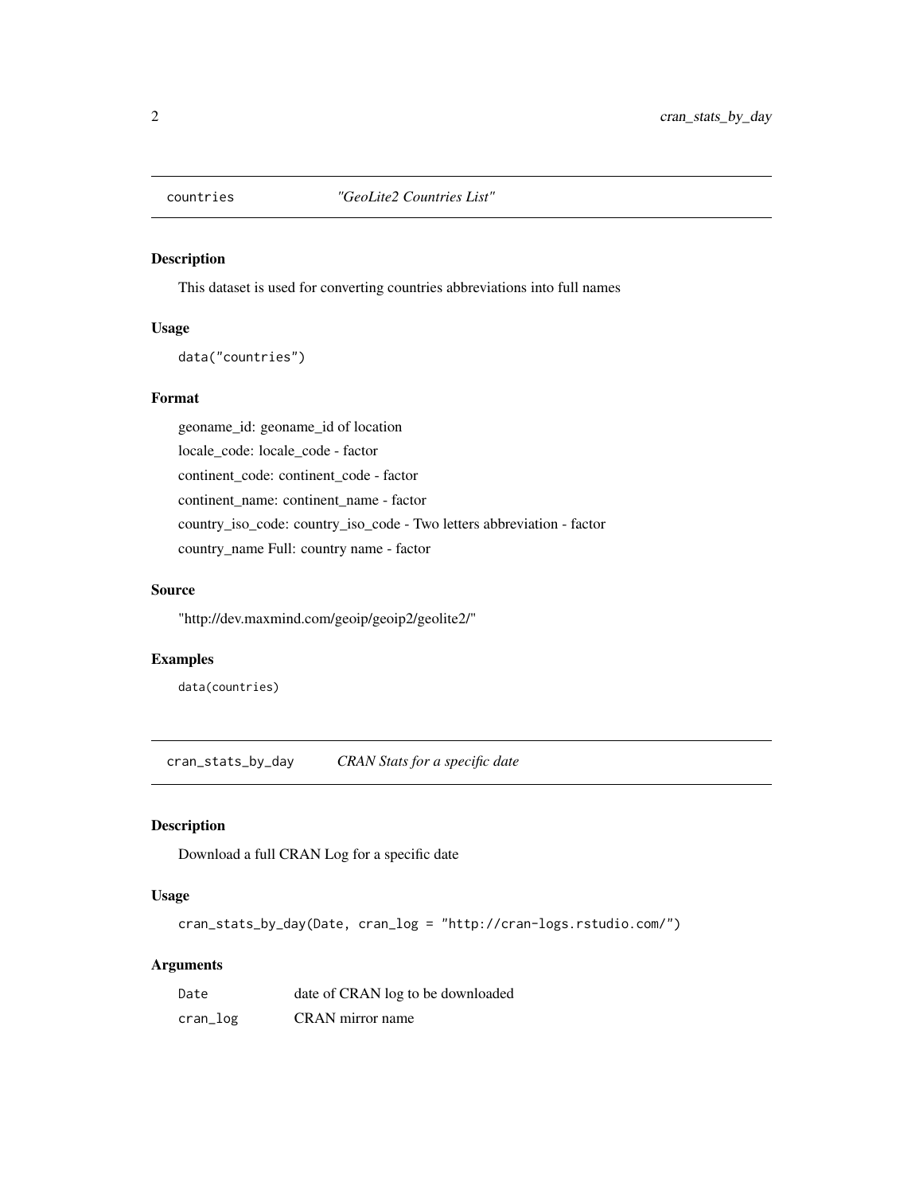## countries *"GeoLite2 Countries List"*

### Description

This dataset is used for converting countries abbreviations into full names

### Usage

```
data("countries")
```

### Format

geoname_id: geoname_id of location

locale_code: locale_code - factor

continent_code: continent_code - factor

continent_name: continent_name - factor

country_iso_code: country_iso_code - Two letters abbreviation - factor

country_name Full: country name - factor

### Source

"http://dev.maxmind.com/geoip/geoip2/geolite2/"

### Examples

```
data(countries)
```

## cran_stats_by_day *CRAN Stats for a specific date*

### Description

Download a full CRAN Log for a specific date

### Usage

```
cran_stats_by_day(Date, cran_log = "http://cran-logs.rstudio.com/")
```

### Arguments

| | |
|---|---|
| `Date` | date of CRAN log to be downloaded |
| `cran_log` | CRAN mirror name |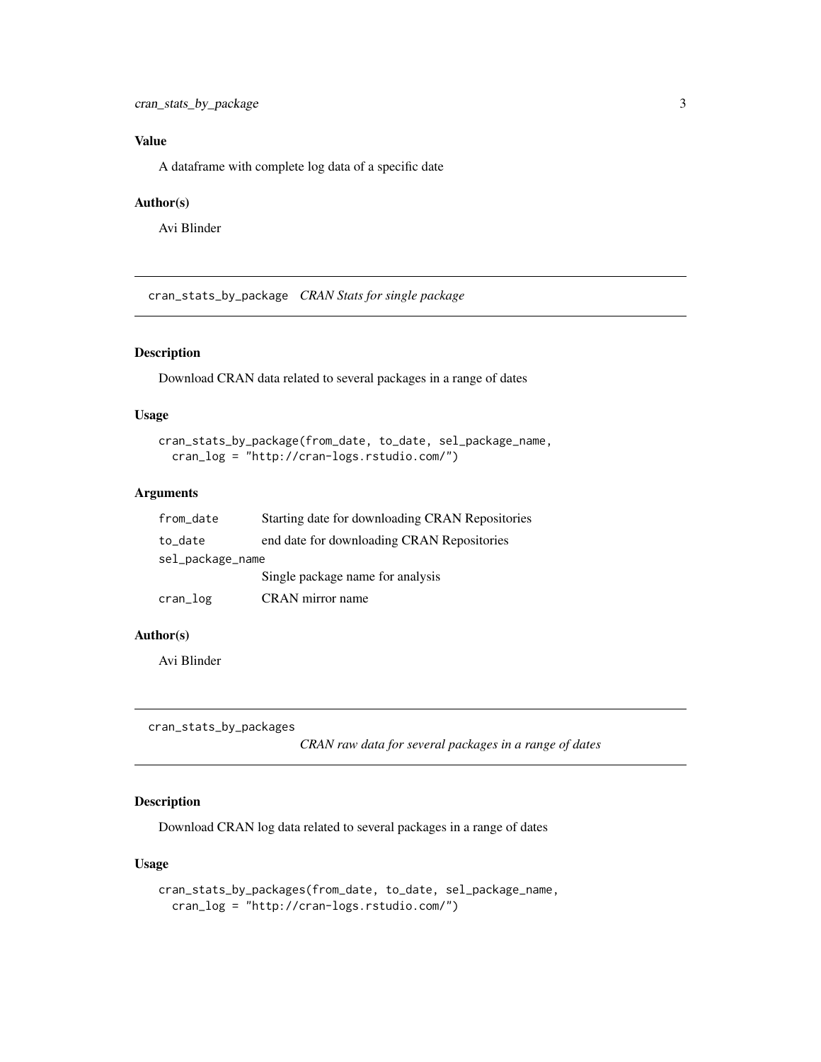### Value

A dataframe with complete log data of a specific date

### Author(s)

Avi Blinder

---

## cran_stats_by_package *CRAN Stats for single package*

### Description

Download CRAN data related to several packages in a range of dates

### Usage

```
cran_stats_by_package(from_date, to_date, sel_package_name,
  cran_log = "http://cran-logs.rstudio.com/")
```

### Arguments

| | |
|---|---|
| from_date | Starting date for downloading CRAN Repositories |
| to_date | end date for downloading CRAN Repositories |
| sel_package_name | Single package name for analysis |
| cran_log | CRAN mirror name |

### Author(s)

Avi Blinder

---

## cran_stats_by_packages *CRAN raw data for several packages in a range of dates*

### Description

Download CRAN log data related to several packages in a range of dates

### Usage

```
cran_stats_by_packages(from_date, to_date, sel_package_name,
  cran_log = "http://cran-logs.rstudio.com/")
```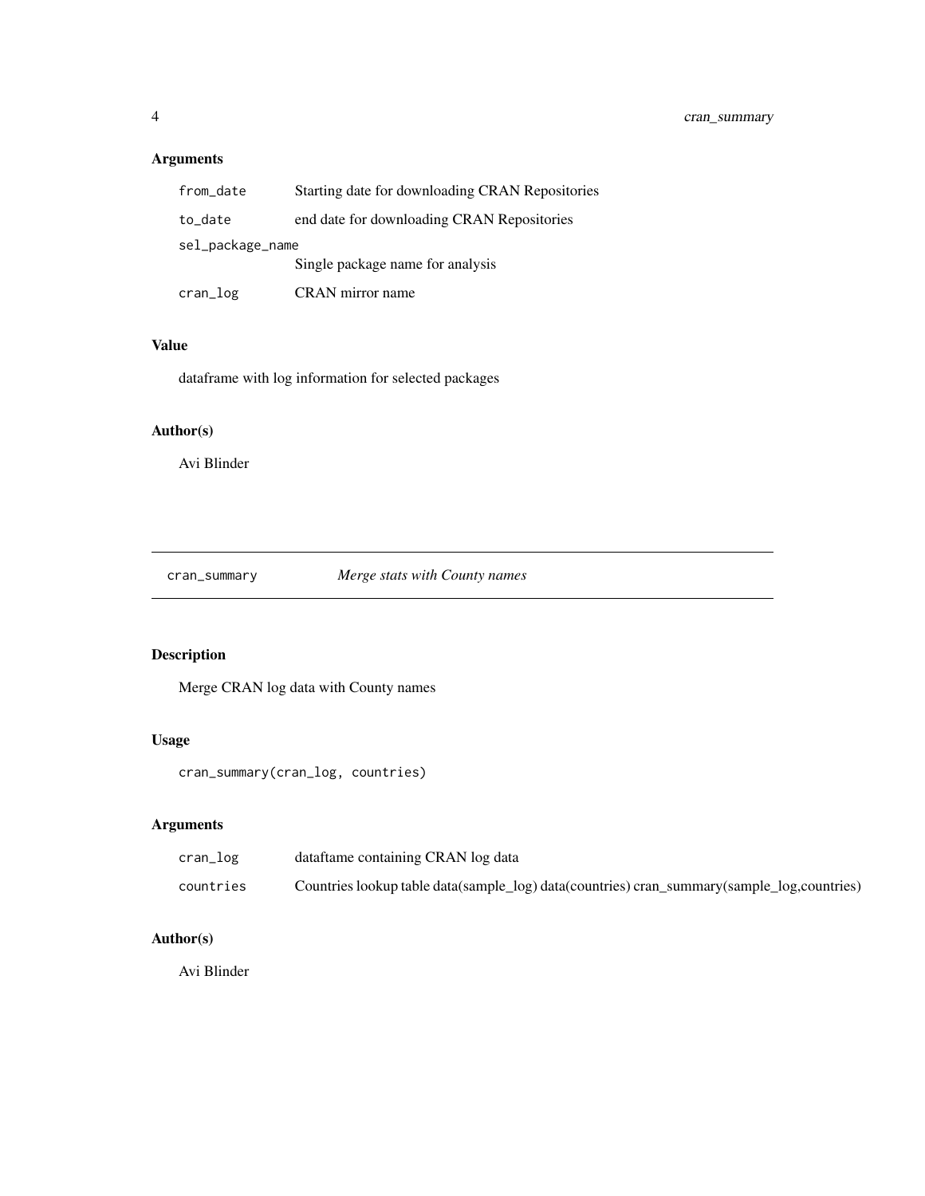## Arguments

| | |
|---|---|
| from_date | Starting date for downloading CRAN Repositories |
| to_date | end date for downloading CRAN Repositories |
| sel_package_name | Single package name for analysis |
| cran_log | CRAN mirror name |

## Value

dataframe with log information for selected packages

## Author(s)

Avi Blinder

---

# cran_summary — *Merge stats with County names*

---

## Description

Merge CRAN log data with County names

## Usage

```
cran_summary(cran_log, countries)
```

## Arguments

| | |
|---|---|
| cran_log | dataftame containing CRAN log data |
| countries | Countries lookup table data(sample_log) data(countries) cran_summary(sample_log,countries) |

## Author(s)

Avi Blinder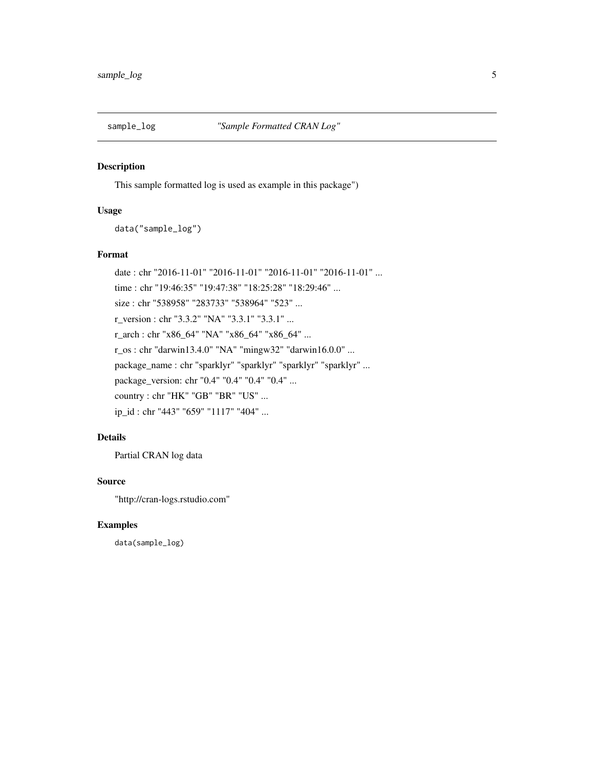## sample_log — *"Sample Formatted CRAN Log"*

### Description

This sample formatted log is used as example in this package")

### Usage

```
data("sample_log")
```

### Format

date : chr "2016-11-01" "2016-11-01" "2016-11-01" "2016-11-01" ...

time : chr "19:46:35" "19:47:38" "18:25:28" "18:29:46" ...

size : chr "538958" "283733" "538964" "523" ...

r_version : chr "3.3.2" "NA" "3.3.1" "3.3.1" ...

r_arch : chr "x86_64" "NA" "x86_64" "x86_64" ...

r_os : chr "darwin13.4.0" "NA" "mingw32" "darwin16.0.0" ...

package_name : chr "sparklyr" "sparklyr" "sparklyr" "sparklyr" ...

package_version: chr "0.4" "0.4" "0.4" "0.4" ...

country : chr "HK" "GB" "BR" "US" ...

ip_id : chr "443" "659" "1117" "404" ...

### Details

Partial CRAN log data

### Source

"http://cran-logs.rstudio.com"

### Examples

```
data(sample_log)
```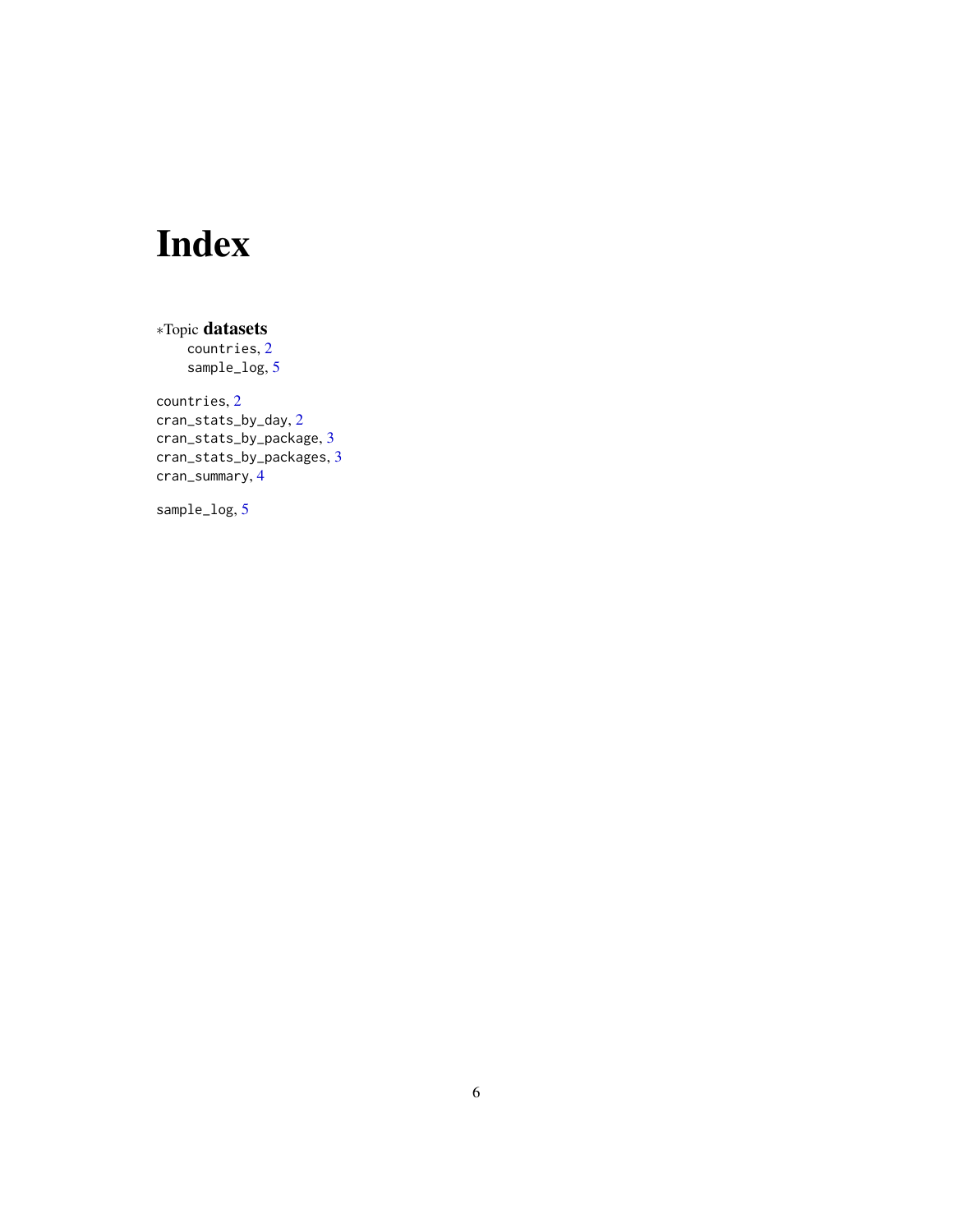# Index

*Topic **datasets**

countries, 2
sample_log, 5

countries, 2
cran_stats_by_day, 2
cran_stats_by_package, 3
cran_stats_by_packages, 3
cran_summary, 4

sample_log, 5